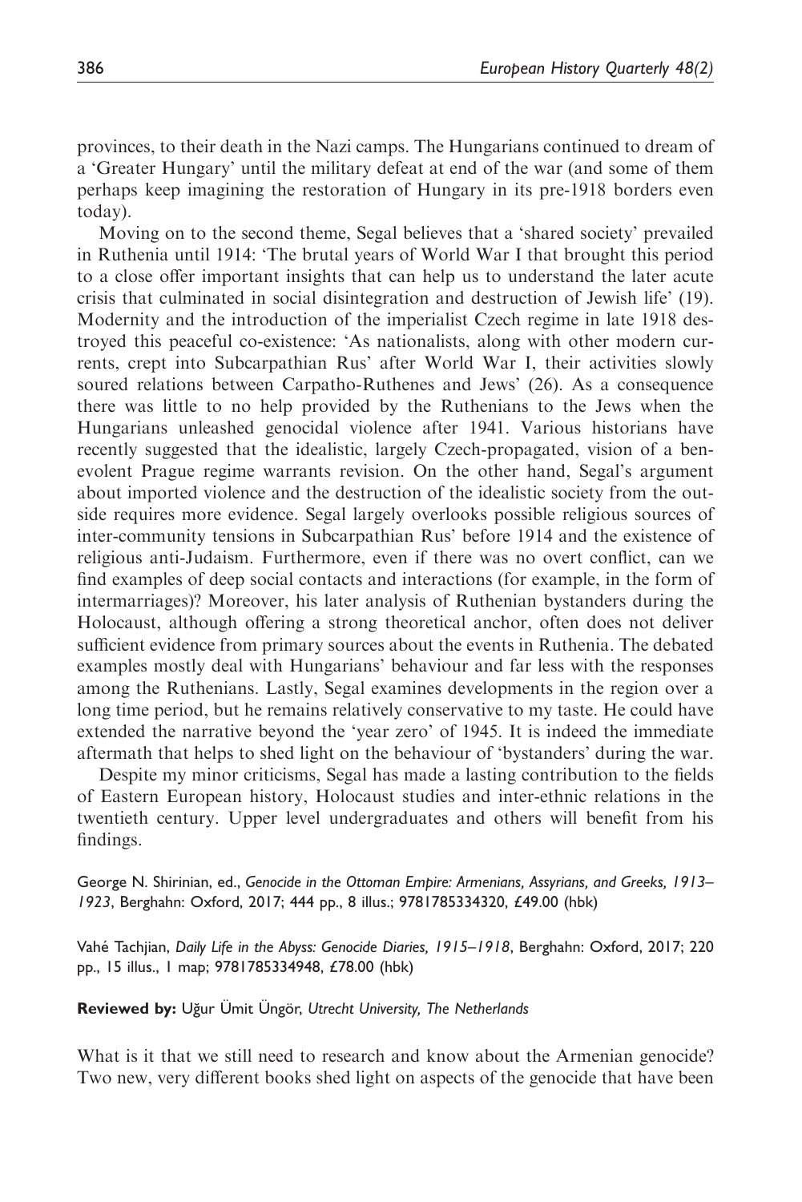provinces, to their death in the Nazi camps. The Hungarians continued to dream of a 'Greater Hungary' until the military defeat at end of the war (and some of them perhaps keep imagining the restoration of Hungary in its pre-1918 borders even today).

Moving on to the second theme, Segal believes that a 'shared society' prevailed in Ruthenia until 1914: 'The brutal years of World War I that brought this period to a close offer important insights that can help us to understand the later acute crisis that culminated in social disintegration and destruction of Jewish life' (19). Modernity and the introduction of the imperialist Czech regime in late 1918 destroyed this peaceful co-existence: 'As nationalists, along with other modern currents, crept into Subcarpathian Rus' after World War I, their activities slowly soured relations between Carpatho-Ruthenes and Jews' (26). As a consequence there was little to no help provided by the Ruthenians to the Jews when the Hungarians unleashed genocidal violence after 1941. Various historians have recently suggested that the idealistic, largely Czech-propagated, vision of a benevolent Prague regime warrants revision. On the other hand, Segal's argument about imported violence and the destruction of the idealistic society from the outside requires more evidence. Segal largely overlooks possible religious sources of inter-community tensions in Subcarpathian Rus' before 1914 and the existence of religious anti-Judaism. Furthermore, even if there was no overt conflict, can we find examples of deep social contacts and interactions (for example, in the form of intermarriages)? Moreover, his later analysis of Ruthenian bystanders during the Holocaust, although offering a strong theoretical anchor, often does not deliver sufficient evidence from primary sources about the events in Ruthenia. The debated examples mostly deal with Hungarians' behaviour and far less with the responses among the Ruthenians. Lastly, Segal examines developments in the region over a long time period, but he remains relatively conservative to my taste. He could have extended the narrative beyond the 'year zero' of 1945. It is indeed the immediate aftermath that helps to shed light on the behaviour of 'bystanders' during the war.

Despite my minor criticisms, Segal has made a lasting contribution to the fields of Eastern European history, Holocaust studies and inter-ethnic relations in the twentieth century. Upper level undergraduates and others will benefit from his findings.

George N. Shirinian, ed., *Genocide in the Ottoman Empire: Armenians, Assyrians, and Greeks, 1913–1923*, Berghahn: Oxford, 2017; 444 pp., 8 illus.; 9781785334320, £49.00 (hbk)

Vahé Tachjian, *Daily Life in the Abyss: Genocide Diaries, 1915–1918*, Berghahn: Oxford, 2017; 220 pp., 15 illus., 1 map; 9781785334948, £78.00 (hbk)

**Reviewed by:** Uğur Ümit Üngör, *Utrecht University, The Netherlands*

What is it that we still need to research and know about the Armenian genocide? Two new, very different books shed light on aspects of the genocide that have been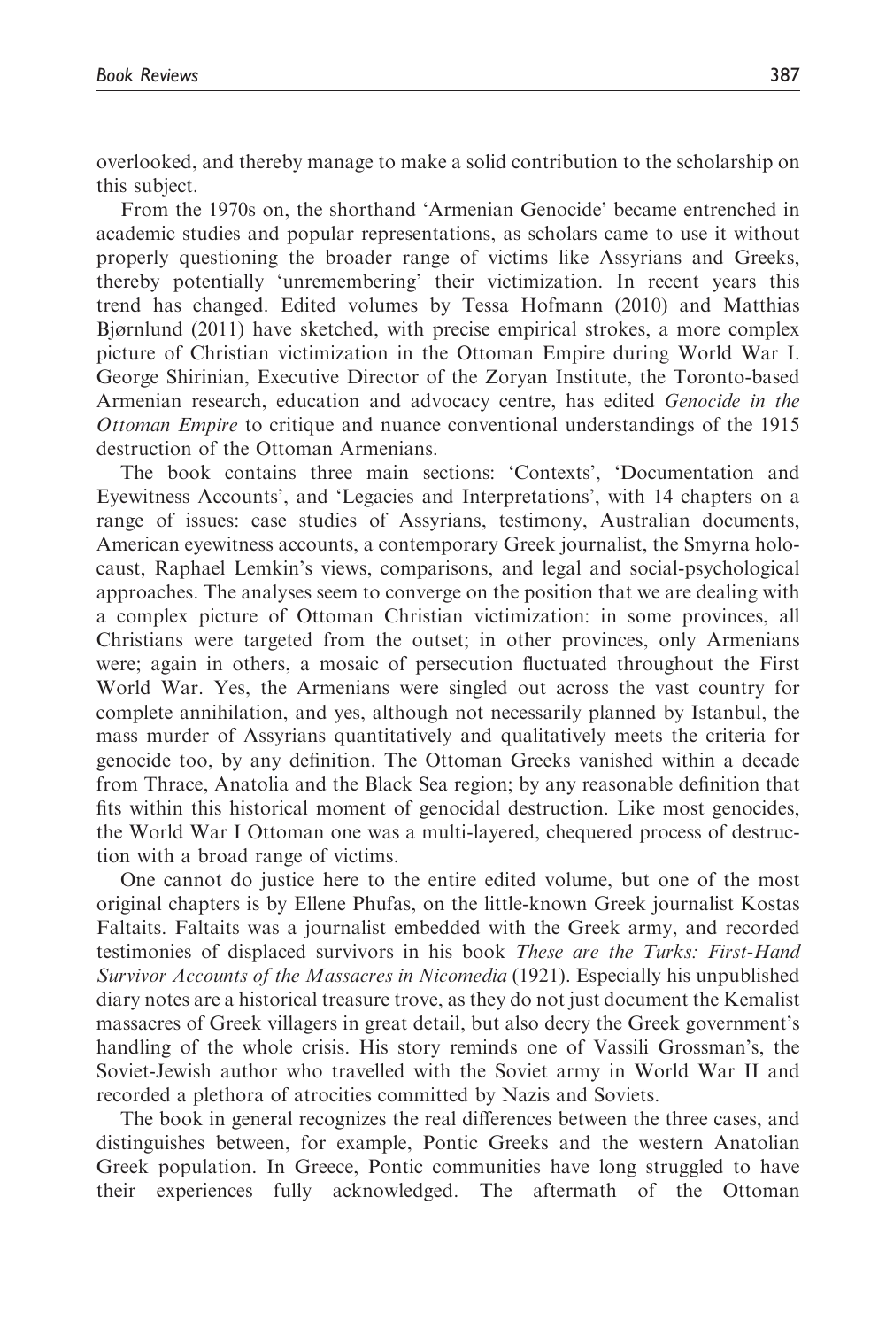overlooked, and thereby manage to make a solid contribution to the scholarship on this subject.

From the 1970s on, the shorthand 'Armenian Genocide' became entrenched in academic studies and popular representations, as scholars came to use it without properly questioning the broader range of victims like Assyrians and Greeks, thereby potentially 'unremembering' their victimization. In recent years this trend has changed. Edited volumes by Tessa Hofmann (2010) and Matthias Bjørnlund (2011) have sketched, with precise empirical strokes, a more complex picture of Christian victimization in the Ottoman Empire during World War I. George Shirinian, Executive Director of the Zoryan Institute, the Toronto-based Armenian research, education and advocacy centre, has edited *Genocide in the Ottoman Empire* to critique and nuance conventional understandings of the 1915 destruction of the Ottoman Armenians.

The book contains three main sections: 'Contexts', 'Documentation and Eyewitness Accounts', and 'Legacies and Interpretations', with 14 chapters on a range of issues: case studies of Assyrians, testimony, Australian documents, American eyewitness accounts, a contemporary Greek journalist, the Smyrna holocaust, Raphael Lemkin's views, comparisons, and legal and social-psychological approaches. The analyses seem to converge on the position that we are dealing with a complex picture of Ottoman Christian victimization: in some provinces, all Christians were targeted from the outset; in other provinces, only Armenians were; again in others, a mosaic of persecution fluctuated throughout the First World War. Yes, the Armenians were singled out across the vast country for complete annihilation, and yes, although not necessarily planned by Istanbul, the mass murder of Assyrians quantitatively and qualitatively meets the criteria for genocide too, by any definition. The Ottoman Greeks vanished within a decade from Thrace, Anatolia and the Black Sea region; by any reasonable definition that fits within this historical moment of genocidal destruction. Like most genocides, the World War I Ottoman one was a multi-layered, chequered process of destruction with a broad range of victims.

One cannot do justice here to the entire edited volume, but one of the most original chapters is by Ellene Phufas, on the little-known Greek journalist Kostas Faltaits. Faltaits was a journalist embedded with the Greek army, and recorded testimonies of displaced survivors in his book *These are the Turks: First-Hand Survivor Accounts of the Massacres in Nicomedia* (1921). Especially his unpublished diary notes are a historical treasure trove, as they do not just document the Kemalist massacres of Greek villagers in great detail, but also decry the Greek government's handling of the whole crisis. His story reminds one of Vassili Grossman's, the Soviet-Jewish author who travelled with the Soviet army in World War II and recorded a plethora of atrocities committed by Nazis and Soviets.

The book in general recognizes the real differences between the three cases, and distinguishes between, for example, Pontic Greeks and the western Anatolian Greek population. In Greece, Pontic communities have long struggled to have their experiences fully acknowledged. The aftermath of the Ottoman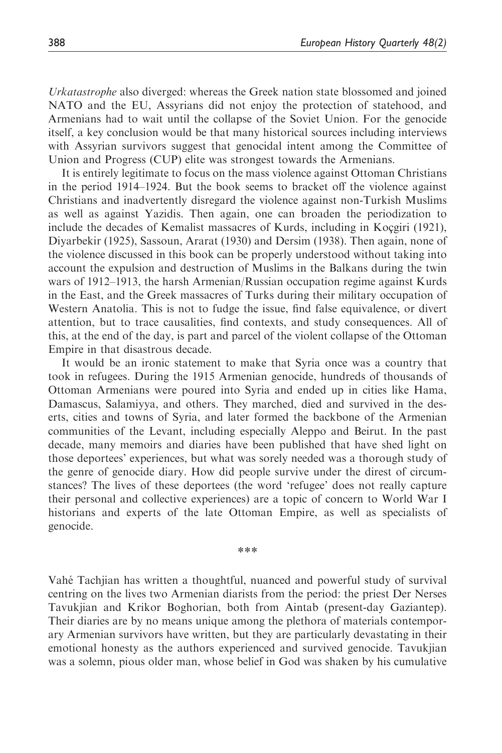*Urkatastrophe* also diverged: whereas the Greek nation state blossomed and joined NATO and the EU, Assyrians did not enjoy the protection of statehood, and Armenians had to wait until the collapse of the Soviet Union. For the genocide itself, a key conclusion would be that many historical sources including interviews with Assyrian survivors suggest that genocidal intent among the Committee of Union and Progress (CUP) elite was strongest towards the Armenians.

It is entirely legitimate to focus on the mass violence against Ottoman Christians in the period 1914–1924. But the book seems to bracket off the violence against Christians and inadvertently disregard the violence against non-Turkish Muslims as well as against Yazidis. Then again, one can broaden the periodization to include the decades of Kemalist massacres of Kurds, including in Koçgiri (1921), Diyarbekir (1925), Sassoun, Ararat (1930) and Dersim (1938). Then again, none of the violence discussed in this book can be properly understood without taking into account the expulsion and destruction of Muslims in the Balkans during the twin wars of 1912–1913, the harsh Armenian/Russian occupation regime against Kurds in the East, and the Greek massacres of Turks during their military occupation of Western Anatolia. This is not to fudge the issue, find false equivalence, or divert attention, but to trace causalities, find contexts, and study consequences. All of this, at the end of the day, is part and parcel of the violent collapse of the Ottoman Empire in that disastrous decade.

It would be an ironic statement to make that Syria once was a country that took in refugees. During the 1915 Armenian genocide, hundreds of thousands of Ottoman Armenians were poured into Syria and ended up in cities like Hama, Damascus, Salamiyya, and others. They marched, died and survived in the deserts, cities and towns of Syria, and later formed the backbone of the Armenian communities of the Levant, including especially Aleppo and Beirut. In the past decade, many memoirs and diaries have been published that have shed light on those deportees' experiences, but what was sorely needed was a thorough study of the genre of genocide diary. How did people survive under the direst of circumstances? The lives of these deportees (the word 'refugee' does not really capture their personal and collective experiences) are a topic of concern to World War I historians and experts of the late Ottoman Empire, as well as specialists of genocide.

\*\*\*

Vahé Tachjian has written a thoughtful, nuanced and powerful study of survival centring on the lives two Armenian diarists from the period: the priest Der Nerses Tavukjian and Krikor Boghorian, both from Aintab (present-day Gaziantep). Their diaries are by no means unique among the plethora of materials contemporary Armenian survivors have written, but they are particularly devastating in their emotional honesty as the authors experienced and survived genocide. Tavukjian was a solemn, pious older man, whose belief in God was shaken by his cumulative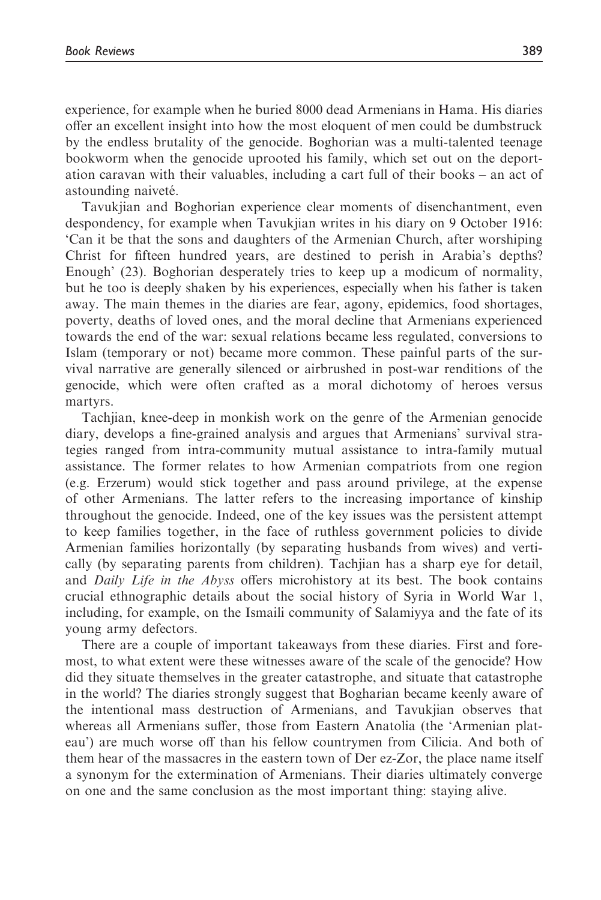experience, for example when he buried 8000 dead Armenians in Hama. His diaries offer an excellent insight into how the most eloquent of men could be dumbstruck by the endless brutality of the genocide. Boghorian was a multi-talented teenage bookworm when the genocide uprooted his family, which set out on the deportation caravan with their valuables, including a cart full of their books – an act of astounding naiveté.

Tavukjian and Boghorian experience clear moments of disenchantment, even despondency, for example when Tavukjian writes in his diary on 9 October 1916: 'Can it be that the sons and daughters of the Armenian Church, after worshiping Christ for fifteen hundred years, are destined to perish in Arabia's depths? Enough' (23). Boghorian desperately tries to keep up a modicum of normality, but he too is deeply shaken by his experiences, especially when his father is taken away. The main themes in the diaries are fear, agony, epidemics, food shortages, poverty, deaths of loved ones, and the moral decline that Armenians experienced towards the end of the war: sexual relations became less regulated, conversions to Islam (temporary or not) became more common. These painful parts of the survival narrative are generally silenced or airbrushed in post-war renditions of the genocide, which were often crafted as a moral dichotomy of heroes versus martyrs.

Tachjian, knee-deep in monkish work on the genre of the Armenian genocide diary, develops a fine-grained analysis and argues that Armenians' survival strategies ranged from intra-community mutual assistance to intra-family mutual assistance. The former relates to how Armenian compatriots from one region (e.g. Erzerum) would stick together and pass around privilege, at the expense of other Armenians. The latter refers to the increasing importance of kinship throughout the genocide. Indeed, one of the key issues was the persistent attempt to keep families together, in the face of ruthless government policies to divide Armenian families horizontally (by separating husbands from wives) and vertically (by separating parents from children). Tachjian has a sharp eye for detail, and *Daily Life in the Abyss* offers microhistory at its best. The book contains crucial ethnographic details about the social history of Syria in World War 1, including, for example, on the Ismaili community of Salamiyya and the fate of its young army defectors.

There are a couple of important takeaways from these diaries. First and foremost, to what extent were these witnesses aware of the scale of the genocide? How did they situate themselves in the greater catastrophe, and situate that catastrophe in the world? The diaries strongly suggest that Bogharian became keenly aware of the intentional mass destruction of Armenians, and Tavukjian observes that whereas all Armenians suffer, those from Eastern Anatolia (the 'Armenian plateau') are much worse off than his fellow countrymen from Cilicia. And both of them hear of the massacres in the eastern town of Der ez-Zor, the place name itself a synonym for the extermination of Armenians. Their diaries ultimately converge on one and the same conclusion as the most important thing: staying alive.